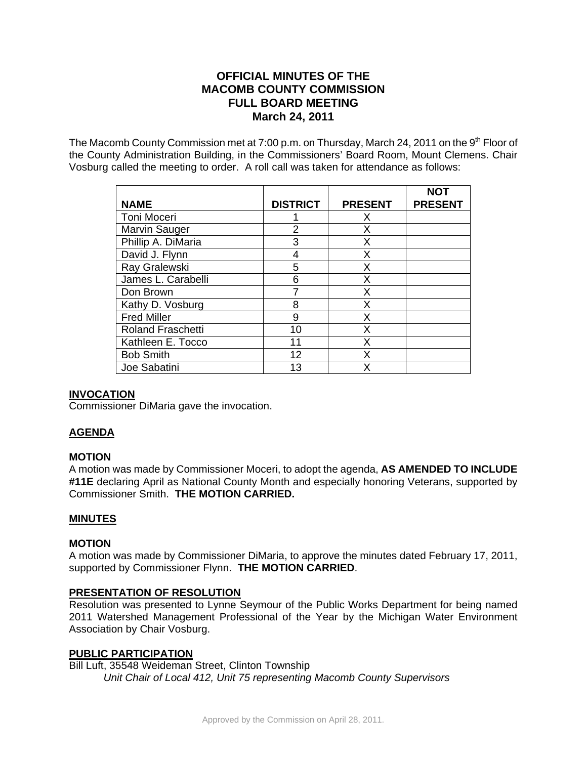# OFFICIAL MINUTES OF THE MACOMB COUNTY COMMISSION FULL BOARD MEETING March 24, 2011

The Macomb County Commission met at 7:00 p.m. on Thursday, March 24, 2011 on the 9th Floor of the County Administration Building, in the Commissioners' Board Room, Mount Clemens. Chair Vosburg called the meeting to order. A roll call was taken for attendance as follows:

| NAME | DISTRICT | PRESENT | NOT PRESENT |
|---|---|---|---|
| Toni Moceri | 1 | X | |
| Marvin Sauger | 2 | X | |
| Phillip A. DiMaria | 3 | X | |
| David J. Flynn | 4 | X | |
| Ray Gralewski | 5 | X | |
| James L. Carabelli | 6 | X | |
| Don Brown | 7 | X | |
| Kathy D. Vosburg | 8 | X | |
| Fred Miller | 9 | X | |
| Roland Fraschetti | 10 | X | |
| Kathleen E. Tocco | 11 | X | |
| Bob Smith | 12 | X | |
| Joe Sabatini | 13 | X | |

**INVOCATION**

Commissioner DiMaria gave the invocation.

**AGENDA**

**MOTION**

A motion was made by Commissioner Moceri, to adopt the agenda, **AS AMENDED TO INCLUDE #11E** declaring April as National County Month and especially honoring Veterans, supported by Commissioner Smith. **THE MOTION CARRIED.**

**MINUTES**

**MOTION**

A motion was made by Commissioner DiMaria, to approve the minutes dated February 17, 2011, supported by Commissioner Flynn. **THE MOTION CARRIED**.

**PRESENTATION OF RESOLUTION**

Resolution was presented to Lynne Seymour of the Public Works Department for being named 2011 Watershed Management Professional of the Year by the Michigan Water Environment Association by Chair Vosburg.

**PUBLIC PARTICIPATION**

Bill Luft, 35548 Weideman Street, Clinton Township

*Unit Chair of Local 412, Unit 75 representing Macomb County Supervisors*

Approved by the Commission on April 28, 2011.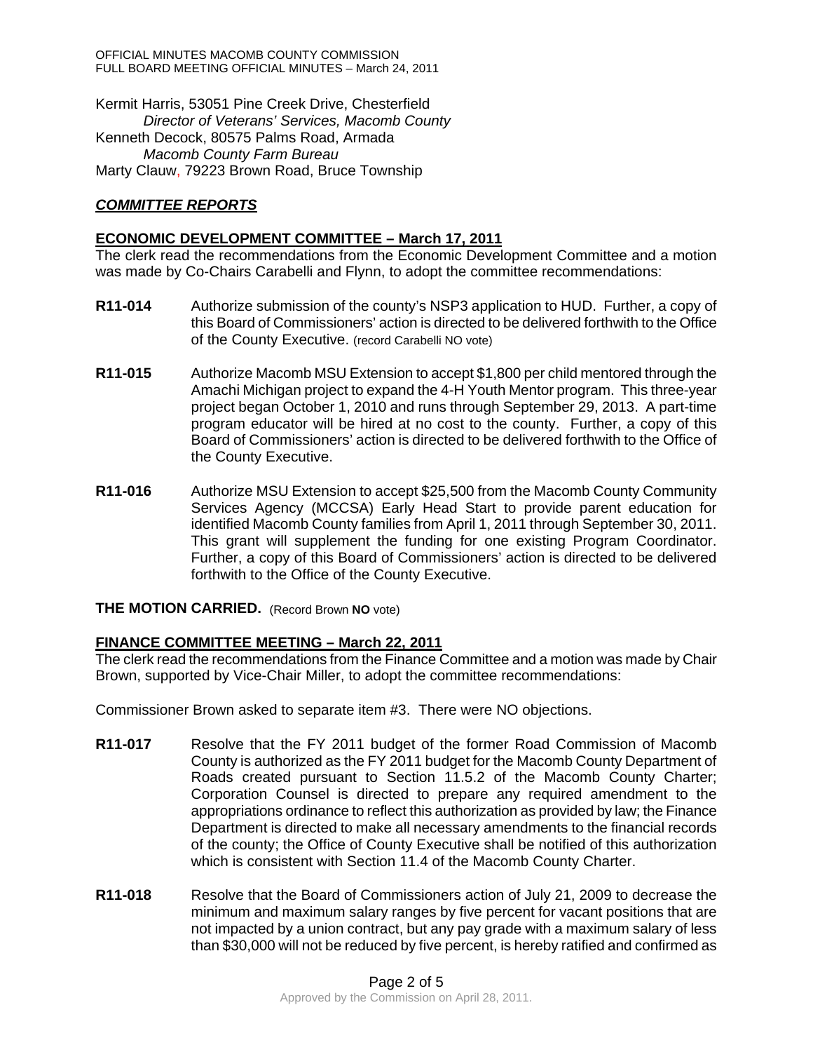Kermit Harris, 53051 Pine Creek Drive, Chesterfield
*Director of Veterans' Services, Macomb County*
Kenneth Decock, 80575 Palms Road, Armada
*Macomb County Farm Bureau*
Marty Clauw, 79223 Brown Road, Bruce Township

## ***COMMITTEE REPORTS***

### **ECONOMIC DEVELOPMENT COMMITTEE – March 17, 2011**

The clerk read the recommendations from the Economic Development Committee and a motion was made by Co-Chairs Carabelli and Flynn, to adopt the committee recommendations:

**R11-014** Authorize submission of the county's NSP3 application to HUD. Further, a copy of this Board of Commissioners' action is directed to be delivered forthwith to the Office of the County Executive. (record Carabelli NO vote)

**R11-015** Authorize Macomb MSU Extension to accept $1,800 per child mentored through the Amachi Michigan project to expand the 4-H Youth Mentor program. This three-year project began October 1, 2010 and runs through September 29, 2013. A part-time program educator will be hired at no cost to the county. Further, a copy of this Board of Commissioners' action is directed to be delivered forthwith to the Office of the County Executive.

**R11-016** Authorize MSU Extension to accept $25,500 from the Macomb County Community Services Agency (MCCSA) Early Head Start to provide parent education for identified Macomb County families from April 1, 2011 through September 30, 2011. This grant will supplement the funding for one existing Program Coordinator. Further, a copy of this Board of Commissioners' action is directed to be delivered forthwith to the Office of the County Executive.

**THE MOTION CARRIED.** (Record Brown **NO** vote)

### **FINANCE COMMITTEE MEETING – March 22, 2011**

The clerk read the recommendations from the Finance Committee and a motion was made by Chair Brown, supported by Vice-Chair Miller, to adopt the committee recommendations:

Commissioner Brown asked to separate item #3. There were NO objections.

**R11-017** Resolve that the FY 2011 budget of the former Road Commission of Macomb County is authorized as the FY 2011 budget for the Macomb County Department of Roads created pursuant to Section 11.5.2 of the Macomb County Charter; Corporation Counsel is directed to prepare any required amendment to the appropriations ordinance to reflect this authorization as provided by law; the Finance Department is directed to make all necessary amendments to the financial records of the county; the Office of County Executive shall be notified of this authorization which is consistent with Section 11.4 of the Macomb County Charter.

**R11-018** Resolve that the Board of Commissioners action of July 21, 2009 to decrease the minimum and maximum salary ranges by five percent for vacant positions that are not impacted by a union contract, but any pay grade with a maximum salary of less than $30,000 will not be reduced by five percent, is hereby ratified and confirmed as

Approved by the Commission on April 28, 2011.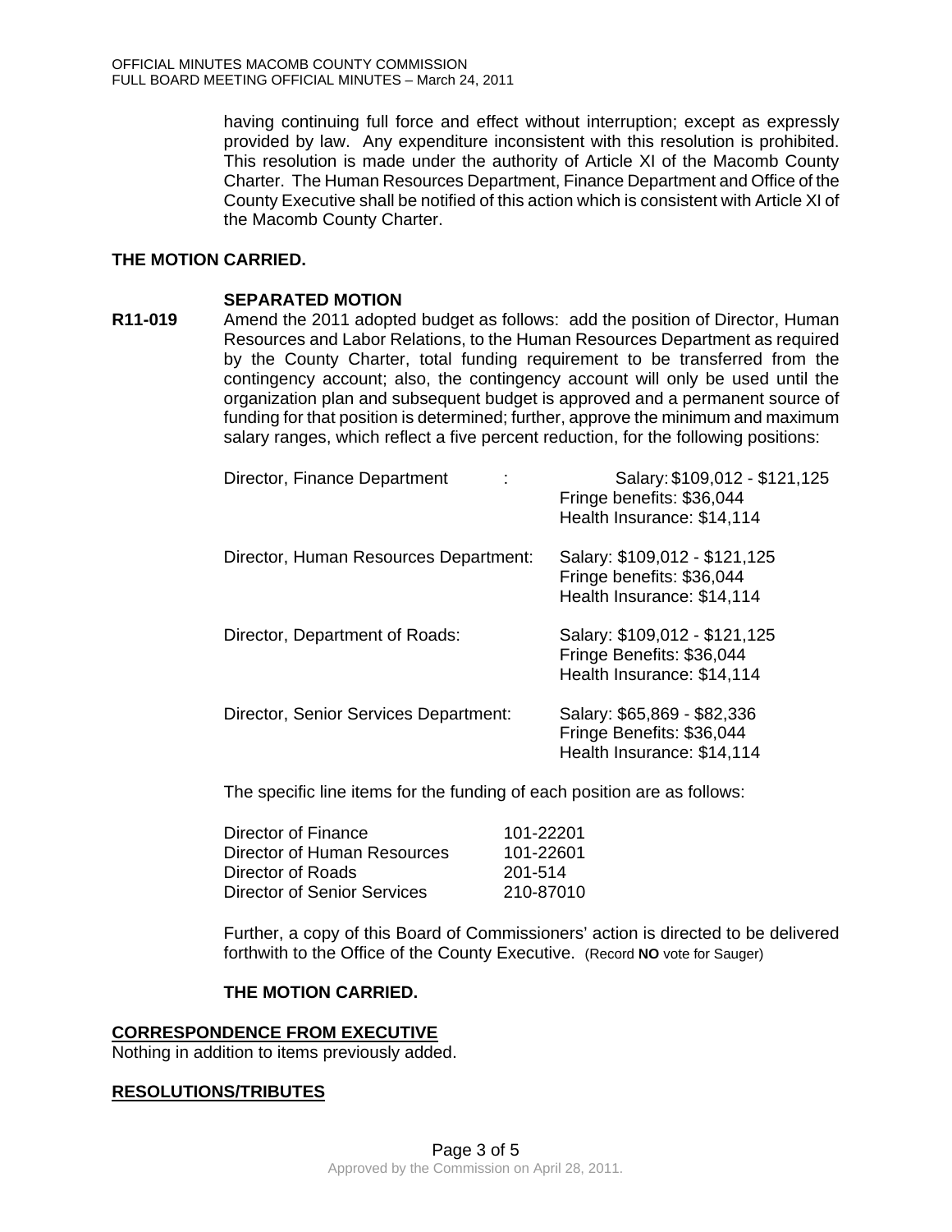having continuing full force and effect without interruption; except as expressly provided by law. Any expenditure inconsistent with this resolution is prohibited. This resolution is made under the authority of Article XI of the Macomb County Charter. The Human Resources Department, Finance Department and Office of the County Executive shall be notified of this action which is consistent with Article XI of the Macomb County Charter.

**THE MOTION CARRIED.**

**SEPARATED MOTION**

**R11-019** Amend the 2011 adopted budget as follows: add the position of Director, Human Resources and Labor Relations, to the Human Resources Department as required by the County Charter, total funding requirement to be transferred from the contingency account; also, the contingency account will only be used until the organization plan and subsequent budget is approved and a permanent source of funding for that position is determined; further, approve the minimum and maximum salary ranges, which reflect a five percent reduction, for the following positions:

| Position | Compensation |
|---|---|
| Director, Finance Department : | Salary: $109,012 - $121,125<br>Fringe benefits: $36,044<br>Health Insurance: $14,114 |
| Director, Human Resources Department: | Salary: $109,012 - $121,125<br>Fringe benefits: $36,044<br>Health Insurance: $14,114 |
| Director, Department of Roads: | Salary: $109,012 - $121,125<br>Fringe Benefits: $36,044<br>Health Insurance: $14,114 |
| Director, Senior Services Department: | Salary: $65,869 - $82,336<br>Fringe Benefits: $36,044<br>Health Insurance: $14,114 |

The specific line items for the funding of each position are as follows:

| Position | Line Item |
|---|---|
| Director of Finance | 101-22201 |
| Director of Human Resources | 101-22601 |
| Director of Roads | 201-514 |
| Director of Senior Services | 210-87010 |

Further, a copy of this Board of Commissioners' action is directed to be delivered forthwith to the Office of the County Executive. (Record **NO** vote for Sauger)

**THE MOTION CARRIED.**

## CORRESPONDENCE FROM EXECUTIVE

Nothing in addition to items previously added.

## RESOLUTIONS/TRIBUTES

Approved by the Commission on April 28, 2011.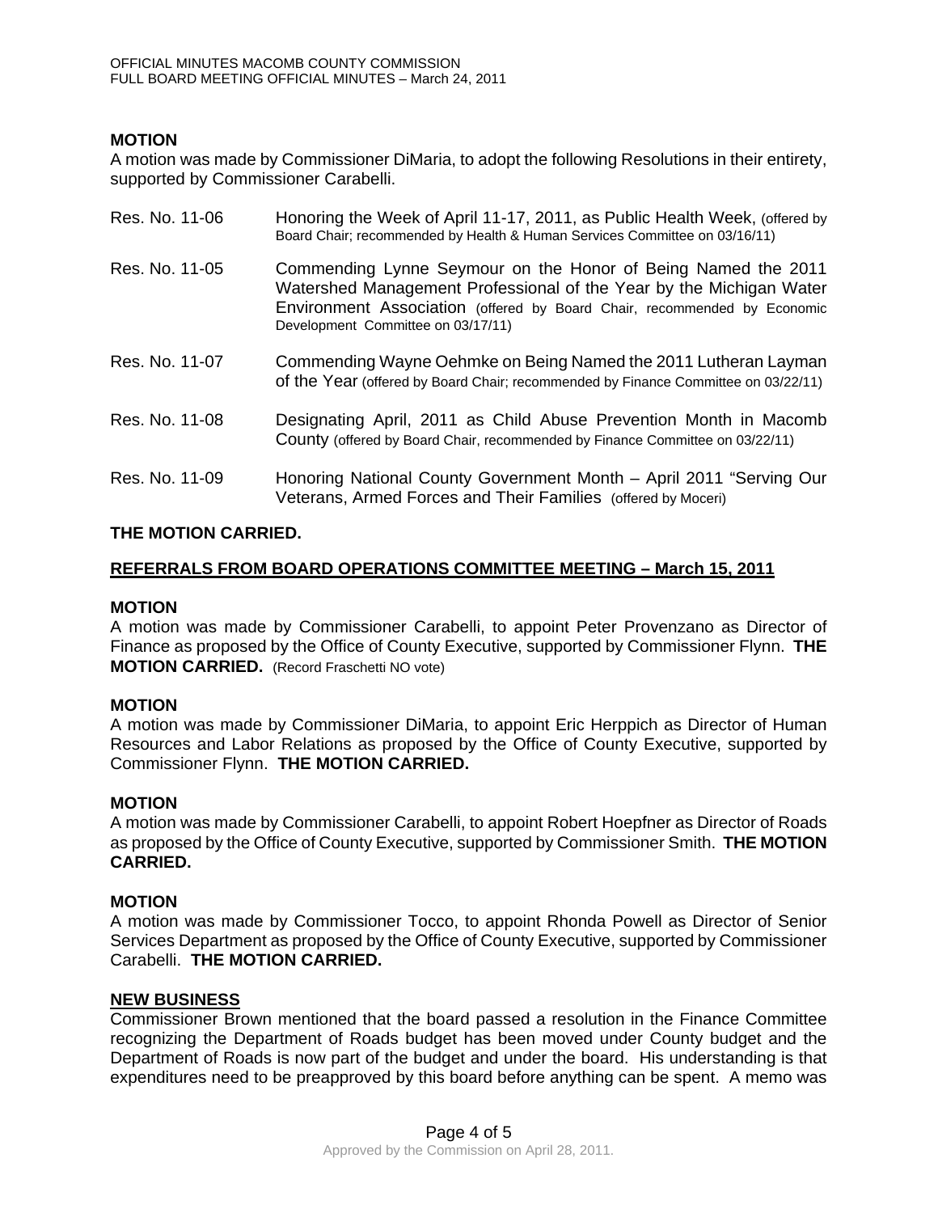**MOTION**

A motion was made by Commissioner DiMaria, to adopt the following Resolutions in their entirety, supported by Commissioner Carabelli.

| | |
|---|---|
| Res. No. 11-06 | Honoring the Week of April 11-17, 2011, as Public Health Week, (offered by Board Chair; recommended by Health & Human Services Committee on 03/16/11) |
| Res. No. 11-05 | Commending Lynne Seymour on the Honor of Being Named the 2011 Watershed Management Professional of the Year by the Michigan Water Environment Association (offered by Board Chair, recommended by Economic Development Committee on 03/17/11) |
| Res. No. 11-07 | Commending Wayne Oehmke on Being Named the 2011 Lutheran Layman of the Year (offered by Board Chair; recommended by Finance Committee on 03/22/11) |
| Res. No. 11-08 | Designating April, 2011 as Child Abuse Prevention Month in Macomb County (offered by Board Chair, recommended by Finance Committee on 03/22/11) |
| Res. No. 11-09 | Honoring National County Government Month – April 2011 "Serving Our Veterans, Armed Forces and Their Families (offered by Moceri) |

**THE MOTION CARRIED.**

**REFERRALS FROM BOARD OPERATIONS COMMITTEE MEETING – March 15, 2011**

**MOTION**

A motion was made by Commissioner Carabelli, to appoint Peter Provenzano as Director of Finance as proposed by the Office of County Executive, supported by Commissioner Flynn. **THE MOTION CARRIED.** (Record Fraschetti NO vote)

**MOTION**

A motion was made by Commissioner DiMaria, to appoint Eric Herppich as Director of Human Resources and Labor Relations as proposed by the Office of County Executive, supported by Commissioner Flynn. **THE MOTION CARRIED.**

**MOTION**

A motion was made by Commissioner Carabelli, to appoint Robert Hoepfner as Director of Roads as proposed by the Office of County Executive, supported by Commissioner Smith. **THE MOTION CARRIED.**

**MOTION**

A motion was made by Commissioner Tocco, to appoint Rhonda Powell as Director of Senior Services Department as proposed by the Office of County Executive, supported by Commissioner Carabelli. **THE MOTION CARRIED.**

**NEW BUSINESS**

Commissioner Brown mentioned that the board passed a resolution in the Finance Committee recognizing the Department of Roads budget has been moved under County budget and the Department of Roads is now part of the budget and under the board. His understanding is that expenditures need to be preapproved by this board before anything can be spent. A memo was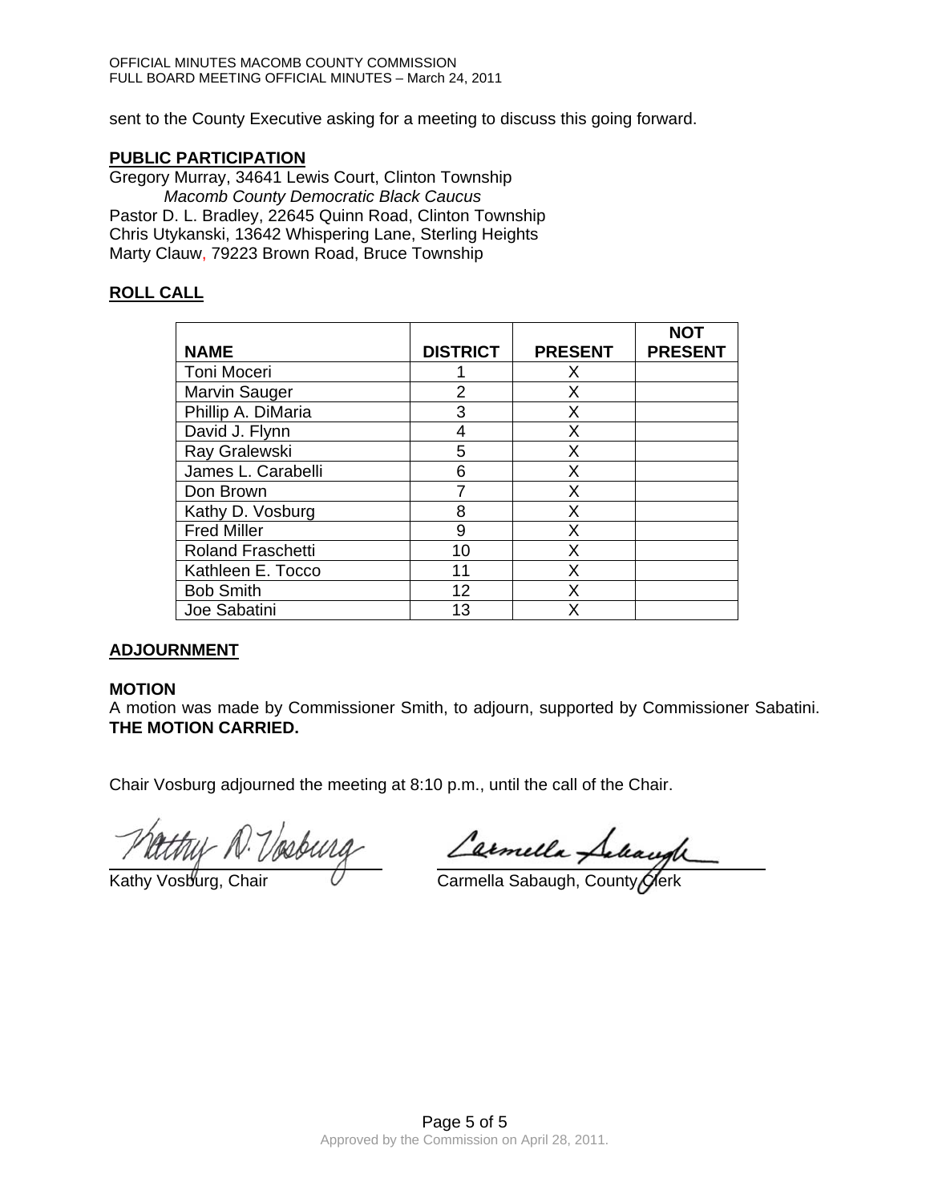sent to the County Executive asking for a meeting to discuss this going forward.

## PUBLIC PARTICIPATION

Gregory Murray, 34641 Lewis Court, Clinton Township
*Macomb County Democratic Black Caucus*
Pastor D. L. Bradley, 22645 Quinn Road, Clinton Township
Chris Utykanski, 13642 Whispering Lane, Sterling Heights
Marty Clauw, 79223 Brown Road, Bruce Township

## ROLL CALL

| NAME | DISTRICT | PRESENT | NOT PRESENT |
|---|---|---|---|
| Toni Moceri | 1 | X | |
| Marvin Sauger | 2 | X | |
| Phillip A. DiMaria | 3 | X | |
| David J. Flynn | 4 | X | |
| Ray Gralewski | 5 | X | |
| James L. Carabelli | 6 | X | |
| Don Brown | 7 | X | |
| Kathy D. Vosburg | 8 | X | |
| Fred Miller | 9 | X | |
| Roland Fraschetti | 10 | X | |
| Kathleen E. Tocco | 11 | X | |
| Bob Smith | 12 | X | |
| Joe Sabatini | 13 | X | |

## ADJOURNMENT

**MOTION**
A motion was made by Commissioner Smith, to adjourn, supported by Commissioner Sabatini.
**THE MOTION CARRIED.**

Chair Vosburg adjourned the meeting at 8:10 p.m., until the call of the Chair.

Kathy Vosburg, Chair

Carmella Sabaugh, County Clerk

Approved by the Commission on April 28, 2011.